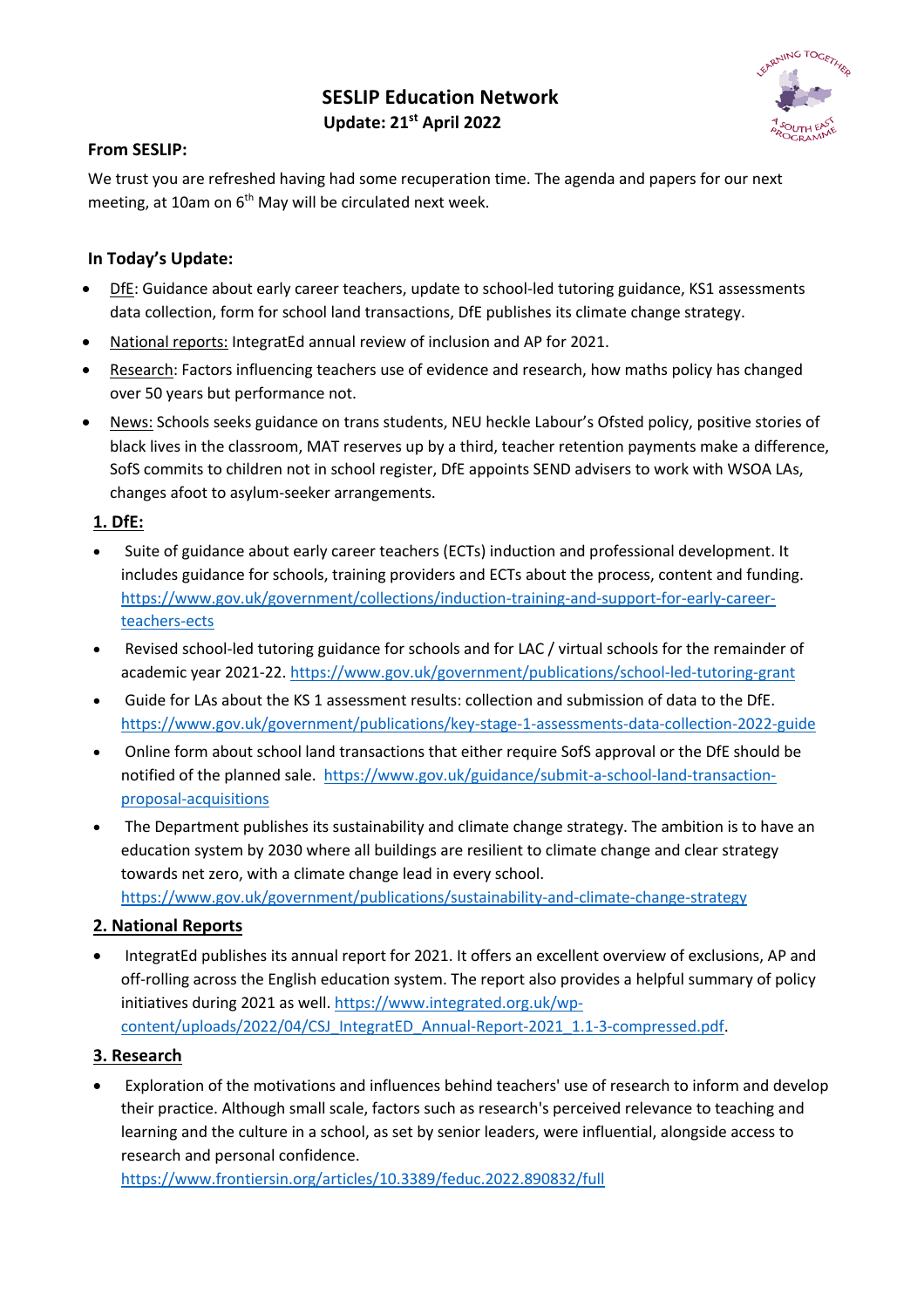# SESLIP Education Network

**Update: 21st April 2022**

**From SESLIP:**

We trust you are refreshed having had some recuperation time. The agenda and papers for our next meeting, at 10am on 6th May will be circulated next week.

**In Today's Update:**

- DfE: Guidance about early career teachers, update to school-led tutoring guidance, KS1 assessments data collection, form for school land transactions, DfE publishes its climate change strategy.
- National reports: IntegratEd annual review of inclusion and AP for 2021.
- Research: Factors influencing teachers use of evidence and research, how maths policy has changed over 50 years but performance not.
- News: Schools seeks guidance on trans students, NEU heckle Labour's Ofsted policy, positive stories of black lives in the classroom, MAT reserves up by a third, teacher retention payments make a difference, SofS commits to children not in school register, DfE appoints SEND advisers to work with WSOA LAs, changes afoot to asylum-seeker arrangements.

## 1. DfE:

- Suite of guidance about early career teachers (ECTs) induction and professional development. It includes guidance for schools, training providers and ECTs about the process, content and funding. https://www.gov.uk/government/collections/induction-training-and-support-for-early-career-teachers-ects
- Revised school-led tutoring guidance for schools and for LAC / virtual schools for the remainder of academic year 2021-22. https://www.gov.uk/government/publications/school-led-tutoring-grant
- Guide for LAs about the KS 1 assessment results: collection and submission of data to the DfE. https://www.gov.uk/government/publications/key-stage-1-assessments-data-collection-2022-guide
- Online form about school land transactions that either require SofS approval or the DfE should be notified of the planned sale. https://www.gov.uk/guidance/submit-a-school-land-transaction-proposal-acquisitions
- The Department publishes its sustainability and climate change strategy. The ambition is to have an education system by 2030 where all buildings are resilient to climate change and clear strategy towards net zero, with a climate change lead in every school. https://www.gov.uk/government/publications/sustainability-and-climate-change-strategy

## 2. National Reports

- IntegratEd publishes its annual report for 2021. It offers an excellent overview of exclusions, AP and off-rolling across the English education system. The report also provides a helpful summary of policy initiatives during 2021 as well. https://www.integrated.org.uk/wp-content/uploads/2022/04/CSJ_IntegratED_Annual-Report-2021_1.1-3-compressed.pdf.

## 3. Research

- Exploration of the motivations and influences behind teachers' use of research to inform and develop their practice. Although small scale, factors such as research's perceived relevance to teaching and learning and the culture in a school, as set by senior leaders, were influential, alongside access to research and personal confidence. https://www.frontiersin.org/articles/10.3389/feduc.2022.890832/full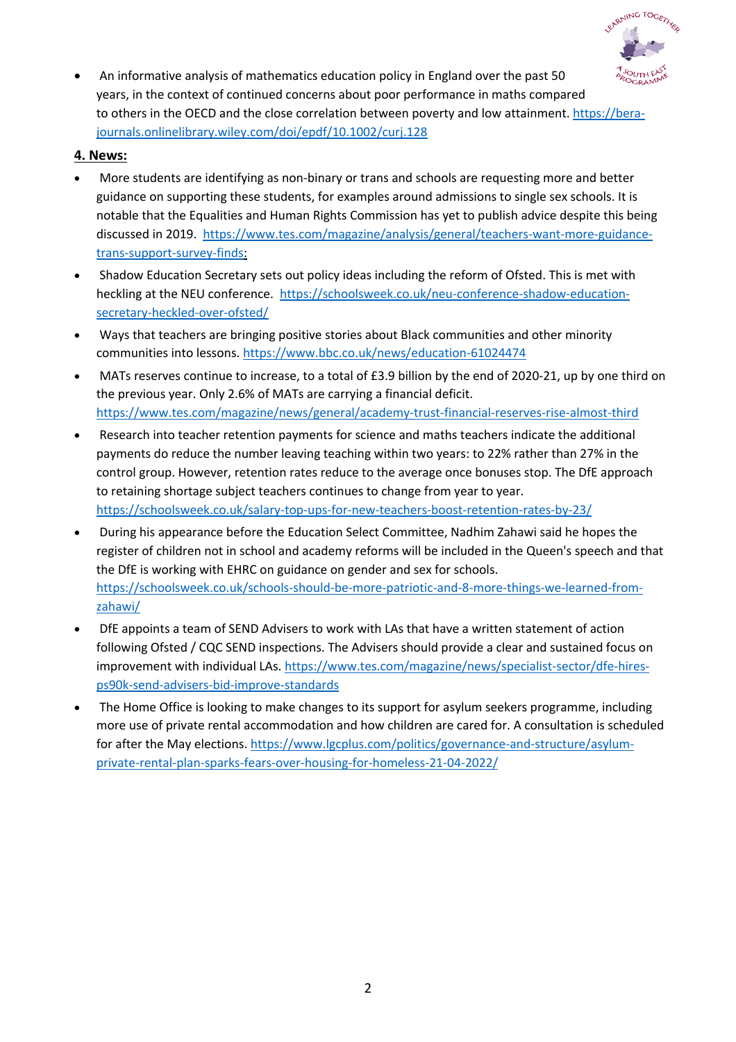- An informative analysis of mathematics education policy in England over the past 50 years, in the context of continued concerns about poor performance in maths compared to others in the OECD and the close correlation between poverty and low attainment. https://bera-journals.onlinelibrary.wiley.com/doi/epdf/10.1002/curj.128

**4. News:**

- More students are identifying as non-binary or trans and schools are requesting more and better guidance on supporting these students, for examples around admissions to single sex schools. It is notable that the Equalities and Human Rights Commission has yet to publish advice despite this being discussed in 2019. https://www.tes.com/magazine/analysis/general/teachers-want-more-guidance-trans-support-survey-finds:
- Shadow Education Secretary sets out policy ideas including the reform of Ofsted. This is met with heckling at the NEU conference. https://schoolsweek.co.uk/neu-conference-shadow-education-secretary-heckled-over-ofsted/
- Ways that teachers are bringing positive stories about Black communities and other minority communities into lessons. https://www.bbc.co.uk/news/education-61024474
- MATs reserves continue to increase, to a total of £3.9 billion by the end of 2020-21, up by one third on the previous year. Only 2.6% of MATs are carrying a financial deficit. https://www.tes.com/magazine/news/general/academy-trust-financial-reserves-rise-almost-third
- Research into teacher retention payments for science and maths teachers indicate the additional payments do reduce the number leaving teaching within two years: to 22% rather than 27% in the control group. However, retention rates reduce to the average once bonuses stop. The DfE approach to retaining shortage subject teachers continues to change from year to year. https://schoolsweek.co.uk/salary-top-ups-for-new-teachers-boost-retention-rates-by-23/
- During his appearance before the Education Select Committee, Nadhim Zahawi said he hopes the register of children not in school and academy reforms will be included in the Queen's speech and that the DfE is working with EHRC on guidance on gender and sex for schools. https://schoolsweek.co.uk/schools-should-be-more-patriotic-and-8-more-things-we-learned-from-zahawi/
- DfE appoints a team of SEND Advisers to work with LAs that have a written statement of action following Ofsted / CQC SEND inspections. The Advisers should provide a clear and sustained focus on improvement with individual LAs. https://www.tes.com/magazine/news/specialist-sector/dfe-hires-ps90k-send-advisers-bid-improve-standards
- The Home Office is looking to make changes to its support for asylum seekers programme, including more use of private rental accommodation and how children are cared for. A consultation is scheduled for after the May elections. https://www.lgcplus.com/politics/governance-and-structure/asylum-private-rental-plan-sparks-fears-over-housing-for-homeless-21-04-2022/